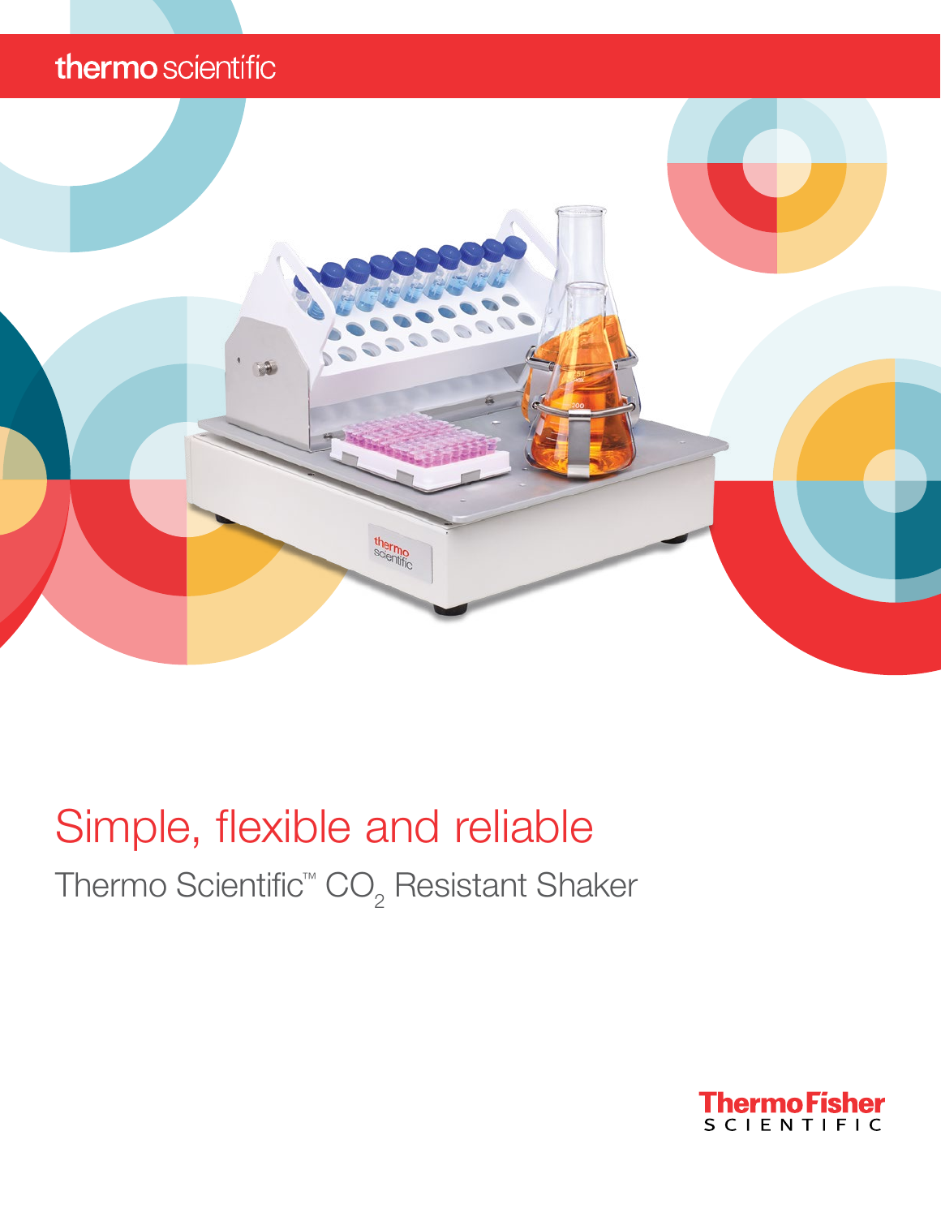thermo scientific

# Simple, flexible and reliable

## Thermo Scientific™ $CO_2$ Resistant Shaker

ThermoFisher SCIENTIFIC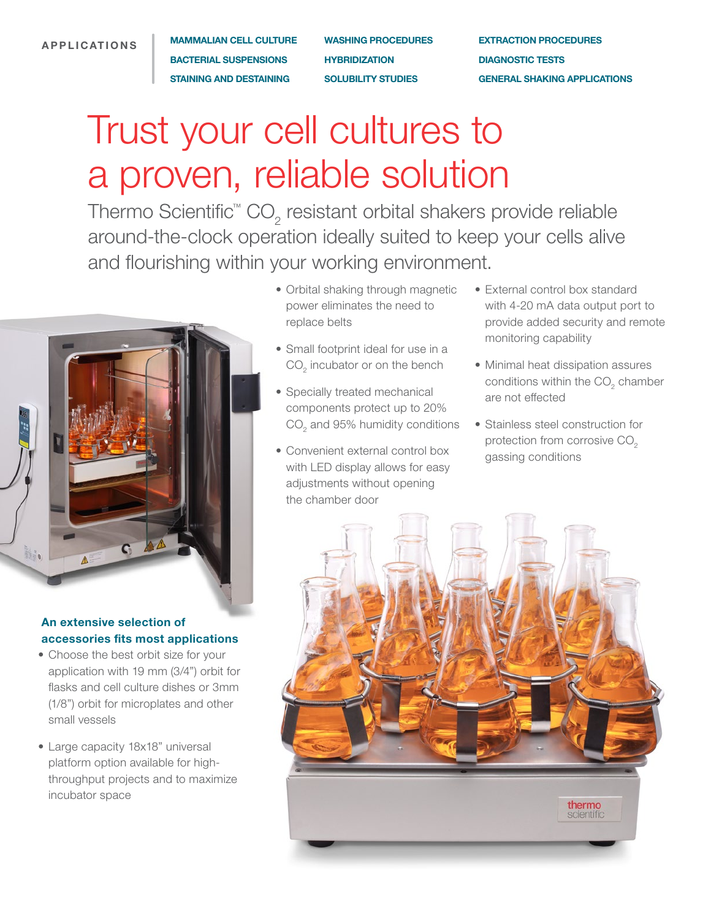**APPLICATIONS**

- MAMMALIAN CELL CULTURE
- BACTERIAL SUSPENSIONS
- STAINING AND DESTAINING
- WASHING PROCEDURES
- HYBRIDIZATION
- SOLUBILITY STUDIES
- EXTRACTION PROCEDURES
- DIAGNOSTIC TESTS
- GENERAL SHAKING APPLICATIONS

# Trust your cell cultures to a proven, reliable solution

Thermo Scientific™ $CO_2$ resistant orbital shakers provide reliable around-the-clock operation ideally suited to keep your cells alive and flourishing within your working environment.

- Orbital shaking through magnetic power eliminates the need to replace belts
- Small footprint ideal for use in a $CO_2$ incubator or on the bench
- Specially treated mechanical components protect up to 20% $CO_2$ and 95% humidity conditions
- Convenient external control box with LED display allows for easy adjustments without opening the chamber door
- External control box standard with 4-20 mA data output port to provide added security and remote monitoring capability
- Minimal heat dissipation assures conditions within the $CO_2$ chamber are not effected
- Stainless steel construction for protection from corrosive $CO_2$ gassing conditions

### An extensive selection of accessories fits most applications

- Choose the best orbit size for your application with 19 mm (3/4") orbit for flasks and cell culture dishes or 3mm (1/8") orbit for microplates and other small vessels
- Large capacity 18x18" universal platform option available for high-throughput projects and to maximize incubator space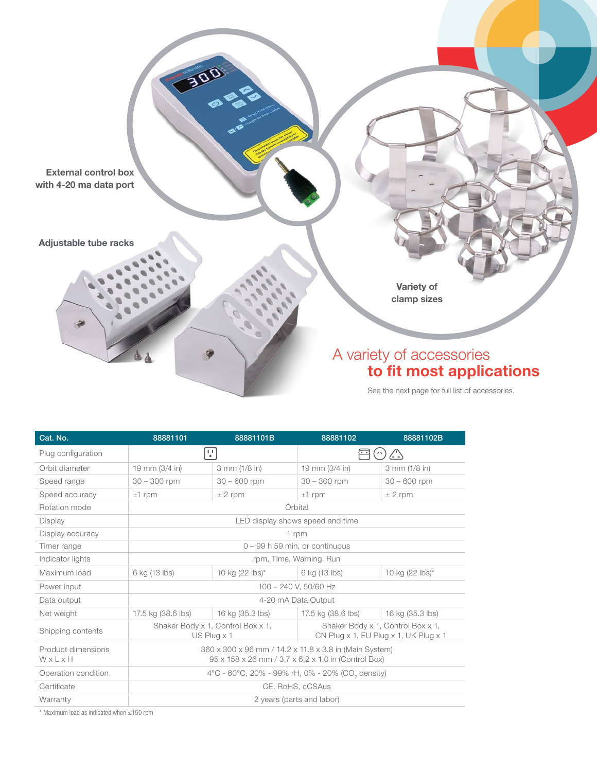External control box with 4-20 ma data port

Adjustable tube racks

Variety of clamp sizes

## A variety of accessories **to fit most applications**

See the next page for full list of accessories.

| Cat. No. | 88881101 | 88881101B | 88881102 | 88881102B |
|---|---|---|---|---|
| Plug configuration | US plug | | CN, EU, UK plugs | |
| Orbit diameter | 19 mm (3/4 in) | 3 mm (1/8 in) | 19 mm (3/4 in) | 3 mm (1/8 in) |
| Speed range | 30 – 300 rpm | 30 – 600 rpm | 30 – 300 rpm | 30 – 600 rpm |
| Speed accuracy | ±1 rpm | ± 2 rpm | ±1 rpm | ± 2 rpm |
| Rotation mode | Orbital | | | |
| Display | LED display shows speed and time | | | |
| Display accuracy | 1 rpm | | | |
| Timer range | 0 – 99 h 59 min, or continuous | | | |
| Indicator lights | rpm, Time, Warning, Run | | | |
| Maximum load | 6 kg (13 lbs) | 10 kg (22 lbs)* | 6 kg (13 lbs) | 10 kg (22 lbs)* |
| Power input | 100 – 240 V, 50/60 Hz | | | |
| Data output | 4-20 mA Data Output | | | |
| Net weight | 17.5 kg (38.6 lbs) | 16 kg (35.3 lbs) | 17.5 kg (38.6 lbs) | 16 kg (35.3 lbs) |
| Shipping contents | Shaker Body x 1, Control Box x 1, US Plug x 1 | | Shaker Body x 1, Control Box x 1, CN Plug x 1, EU Plug x 1, UK Plug x 1 | |
| Product dimensions W x L x H | 360 x 300 x 96 mm / 14.2 x 11.8 x 3.8 in (Main System) 95 x 158 x 26 mm / 3.7 x 6.2 x 1.0 in (Control Box) | | | |
| Operation condition | 4°C - 60°C, 20% - 99% rH, 0% - 20% ($CO_2$ density) | | | |
| Certificate | CE, RoHS, cCSAus | | | |
| Warranty | 2 years (parts and labor) | | | |

* Maximum load as indicated when ≤150 rpm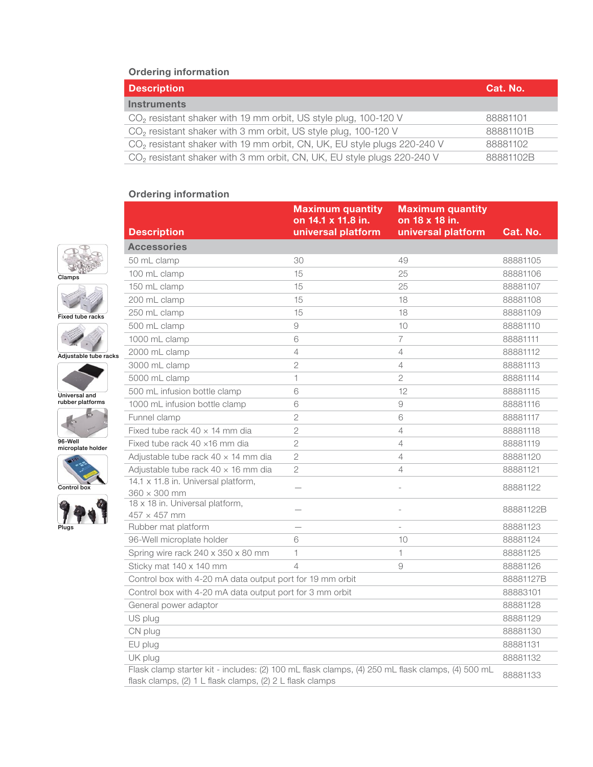## Ordering information

| Description | Cat. No. |
|---|---|
| **Instruments** | |
| $CO_2$ resistant shaker with 19 mm orbit, US style plug, 100-120 V | 88881101 |
| $CO_2$ resistant shaker with 3 mm orbit, US style plug, 100-120 V | 88881101B |
| $CO_2$ resistant shaker with 19 mm orbit, CN, UK, EU style plugs 220-240 V | 88881102 |
| $CO_2$ resistant shaker with 3 mm orbit, CN, UK, EU style plugs 220-240 V | 88881102B |

## Ordering information

Clamps

Fixed tube racks

Adjustable tube racks

Universal and rubber platforms

96-Well microplate holder

Control box

Plugs

| Description | Maximum quantity on 14.1 x 11.8 in. universal platform | Maximum quantity on 18 x 18 in. universal platform | Cat. No. |
|---|---|---|---|
| **Accessories** | | | |
| 50 mL clamp | 30 | 49 | 88881105 |
| 100 mL clamp | 15 | 25 | 88881106 |
| 150 mL clamp | 15 | 25 | 88881107 |
| 200 mL clamp | 15 | 18 | 88881108 |
| 250 mL clamp | 15 | 18 | 88881109 |
| 500 mL clamp | 9 | 10 | 88881110 |
| 1000 mL clamp | 6 | 7 | 88881111 |
| 2000 mL clamp | 4 | 4 | 88881112 |
| 3000 mL clamp | 2 | 4 | 88881113 |
| 5000 mL clamp | 1 | 2 | 88881114 |
| 500 mL infusion bottle clamp | 6 | 12 | 88881115 |
| 1000 mL infusion bottle clamp | 6 | 9 | 88881116 |
| Funnel clamp | 2 | 6 | 88881117 |
| Fixed tube rack 40 × 14 mm dia | 2 | 4 | 88881118 |
| Fixed tube rack 40 ×16 mm dia | 2 | 4 | 88881119 |
| Adjustable tube rack 40 × 14 mm dia | 2 | 4 | 88881120 |
| Adjustable tube rack 40 × 16 mm dia | 2 | 4 | 88881121 |
| 14.1 x 11.8 in. Universal platform, 360 × 300 mm | — | - | 88881122 |
| 18 x 18 in. Universal platform, 457 × 457 mm | — | - | 88881122B |
| Rubber mat platform | — | - | 88881123 |
| 96-Well microplate holder | 6 | 10 | 88881124 |
| Spring wire rack 240 x 350 x 80 mm | 1 | 1 | 88881125 |
| Sticky mat 140 x 140 mm | 4 | 9 | 88881126 |
| Control box with 4-20 mA data output port for 19 mm orbit | | | 88881127B |
| Control box with 4-20 mA data output port for 3 mm orbit | | | 88883101 |
| General power adaptor | | | 88881128 |
| US plug | | | 88881129 |
| CN plug | | | 88881130 |
| EU plug | | | 88881131 |
| UK plug | | | 88881132 |
| Flask clamp starter kit - includes: (2) 100 mL flask clamps, (4) 250 mL flask clamps, (4) 500 mL flask clamps, (2) 1 L flask clamps, (2) 2 L flask clamps | | | 88881133 |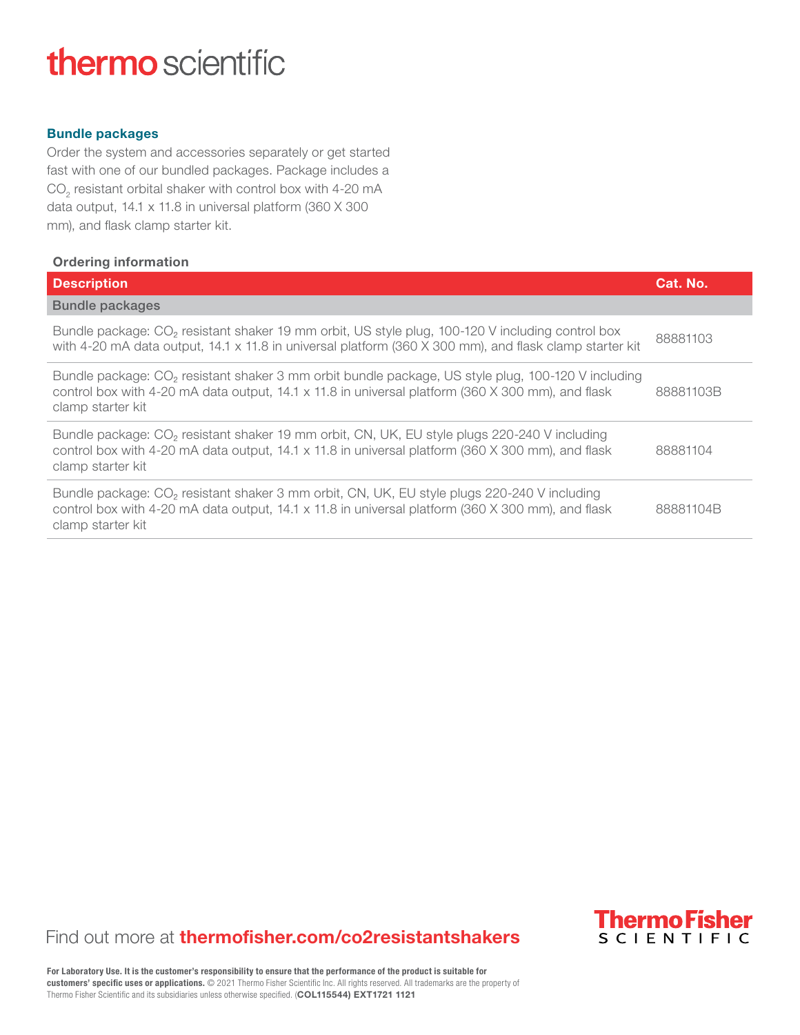## Bundle packages

Order the system and accessories separately or get started fast with one of our bundled packages. Package includes a $CO_2$ resistant orbital shaker with control box with 4-20 mA data output, 14.1 x 11.8 in universal platform (360 X 300 mm), and flask clamp starter kit.

### Ordering information

| Description | Cat. No. |
|---|---|
| **Bundle packages** | |
| Bundle package: $CO_2$ resistant shaker 19 mm orbit, US style plug, 100-120 V including control box with 4-20 mA data output, 14.1 x 11.8 in universal platform (360 X 300 mm), and flask clamp starter kit | 88881103 |
| Bundle package: $CO_2$ resistant shaker 3 mm orbit bundle package, US style plug, 100-120 V including control box with 4-20 mA data output, 14.1 x 11.8 in universal platform (360 X 300 mm), and flask clamp starter kit | 88881103B |
| Bundle package: $CO_2$ resistant shaker 19 mm orbit, CN, UK, EU style plugs 220-240 V including control box with 4-20 mA data output, 14.1 x 11.8 in universal platform (360 X 300 mm), and flask clamp starter kit | 88881104 |
| Bundle package: $CO_2$ resistant shaker 3 mm orbit, CN, UK, EU style plugs 220-240 V including control box with 4-20 mA data output, 14.1 x 11.8 in universal platform (360 X 300 mm), and flask clamp starter kit | 88881104B |

Find out more at **thermofisher.com/co2resistantshakers**

**For Laboratory Use. It is the customer's responsibility to ensure that the performance of the product is suitable for customers' specific uses or applications.** © 2021 Thermo Fisher Scientific Inc. All rights reserved. All trademarks are the property of Thermo Fisher Scientific and its subsidiaries unless otherwise specified. (**COL115544) EXT1721 1121**